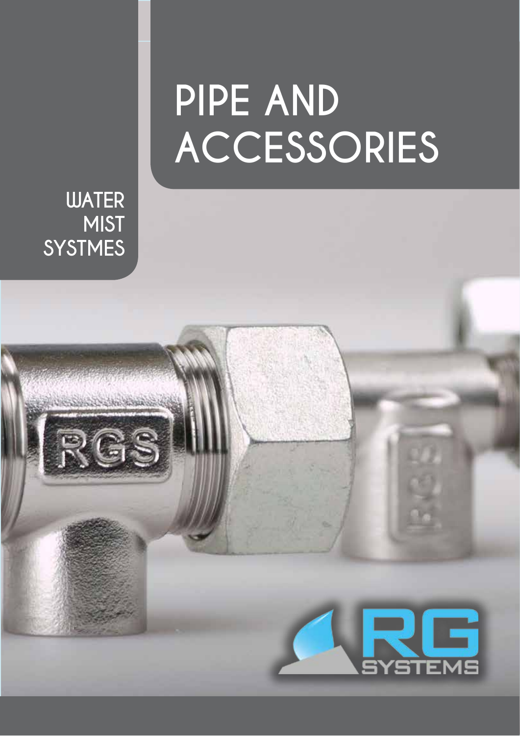# PIPE AND ACCESSORIES

WATER
MIST
SYSTMES

RG SYSTEMS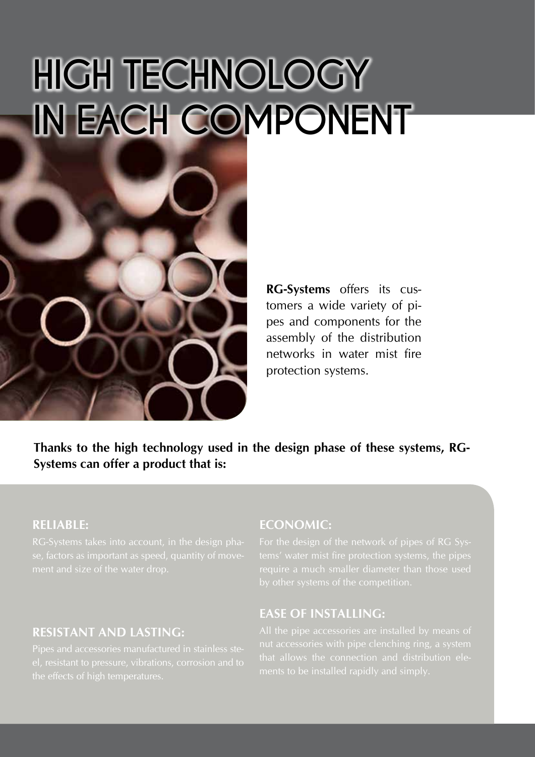# HIGH TECHNOLOGY IN EACH COMPONENT

**RG-Systems** offers its customers a wide variety of pipes and components for the assembly of the distribution networks in water mist fire protection systems.

**Thanks to the high technology used in the design phase of these systems, RG-Systems can offer a product that is:**

## RELIABLE:

RG-Systems takes into account, in the design phase, factors as important as speed, quantity of movement and size of the water drop.

## RESISTANT AND LASTING:

Pipes and accessories manufactured in stainless steel, resistant to pressure, vibrations, corrosion and to the effects of high temperatures.

## ECONOMIC:

For the design of the network of pipes of RG Systems' water mist fire protection systems, the pipes require a much smaller diameter than those used by other systems of the competition.

## EASE OF INSTALLING:

All the pipe accessories are installed by means of nut accessories with pipe clenching ring, a system that allows the connection and distribution elements to be installed rapidly and simply.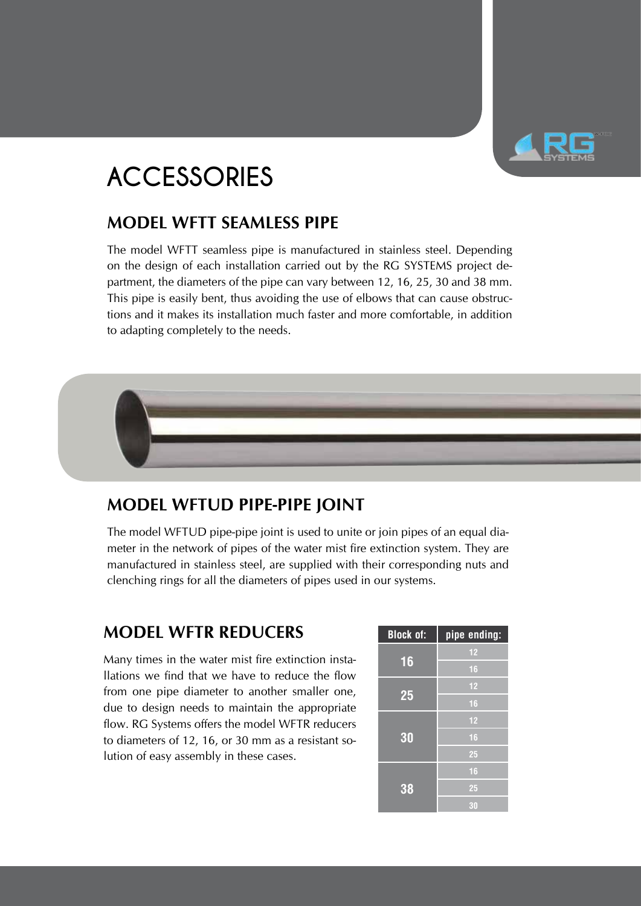# ACCESSORIES

## MODEL WFTT SEAMLESS PIPE

The model WFTT seamless pipe is manufactured in stainless steel. Depending on the design of each installation carried out by the RG SYSTEMS project department, the diameters of the pipe can vary between 12, 16, 25, 30 and 38 mm. This pipe is easily bent, thus avoiding the use of elbows that can cause obstructions and it makes its installation much faster and more comfortable, in addition to adapting completely to the needs.

## MODEL WFTUD PIPE-PIPE JOINT

The model WFTUD pipe-pipe joint is used to unite or join pipes of an equal diameter in the network of pipes of the water mist fire extinction system. They are manufactured in stainless steel, are supplied with their corresponding nuts and clenching rings for all the diameters of pipes used in our systems.

## MODEL WFTR REDUCERS

Many times in the water mist fire extinction installations we find that we have to reduce the flow from one pipe diameter to another smaller one, due to design needs to maintain the appropriate flow. RG Systems offers the model WFTR reducers to diameters of 12, 16, or 30 mm as a resistant solution of easy assembly in these cases.

| Block of: | pipe ending: |
|---|---|
| 16 | 12 |
| | 16 |
| 25 | 12 |
| | 16 |
| 30 | 12 |
| | 16 |
| | 25 |
| 38 | 16 |
| | 25 |
| | 30 |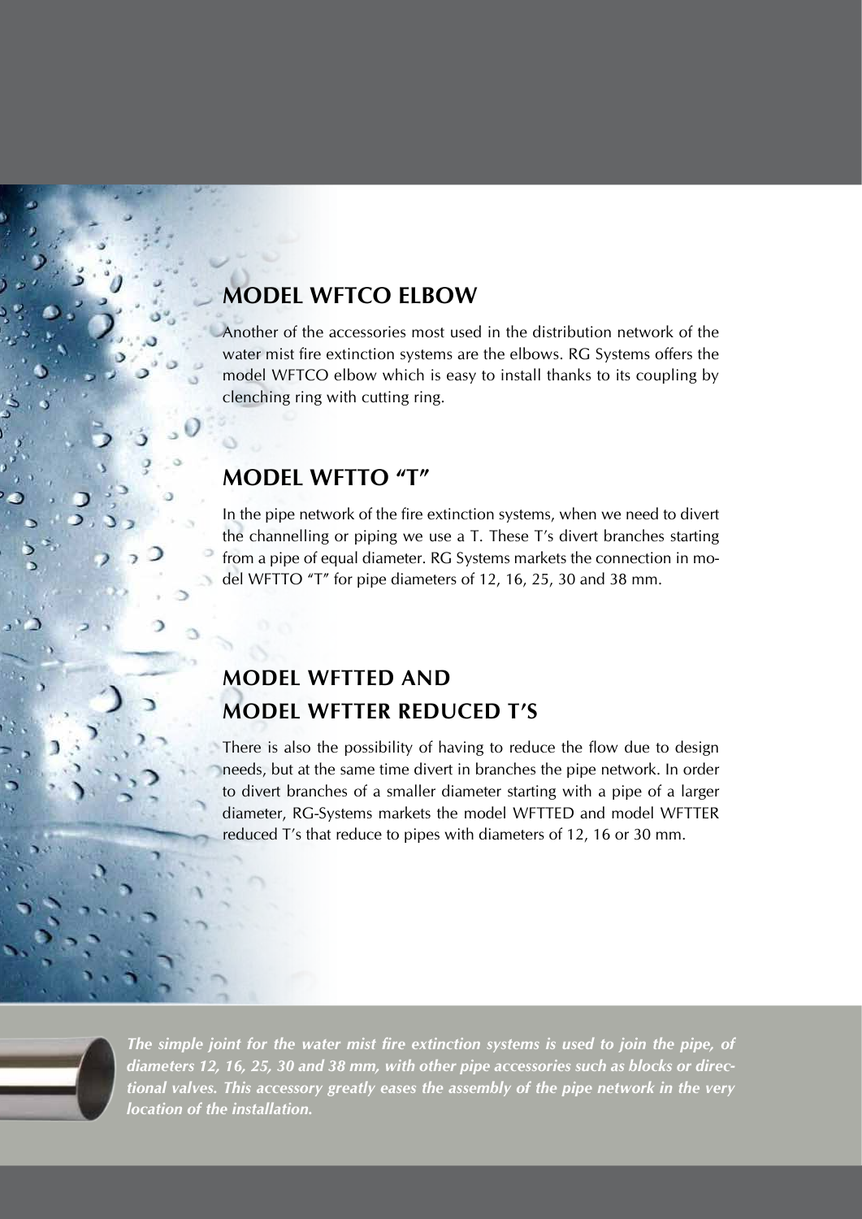## MODEL WFTCO ELBOW

Another of the accessories most used in the distribution network of the water mist fire extinction systems are the elbows. RG Systems offers the model WFTCO elbow which is easy to install thanks to its coupling by clenching ring with cutting ring.

## MODEL WFTTO "T"

In the pipe network of the fire extinction systems, when we need to divert the channelling or piping we use a T. These T's divert branches starting from a pipe of equal diameter. RG Systems markets the connection in model WFTTO "T" for pipe diameters of 12, 16, 25, 30 and 38 mm.

## MODEL WFTTED AND MODEL WFTTER REDUCED T'S

There is also the possibility of having to reduce the flow due to design needs, but at the same time divert in branches the pipe network. In order to divert branches of a smaller diameter starting with a pipe of a larger diameter, RG-Systems markets the model WFTTED and model WFTTER reduced T's that reduce to pipes with diameters of 12, 16 or 30 mm.

***The simple joint for the water mist fire extinction systems is used to join the pipe, of diameters 12, 16, 25, 30 and 38 mm, with other pipe accessories such as blocks or directional valves. This accessory greatly eases the assembly of the pipe network in the very location of the installation.***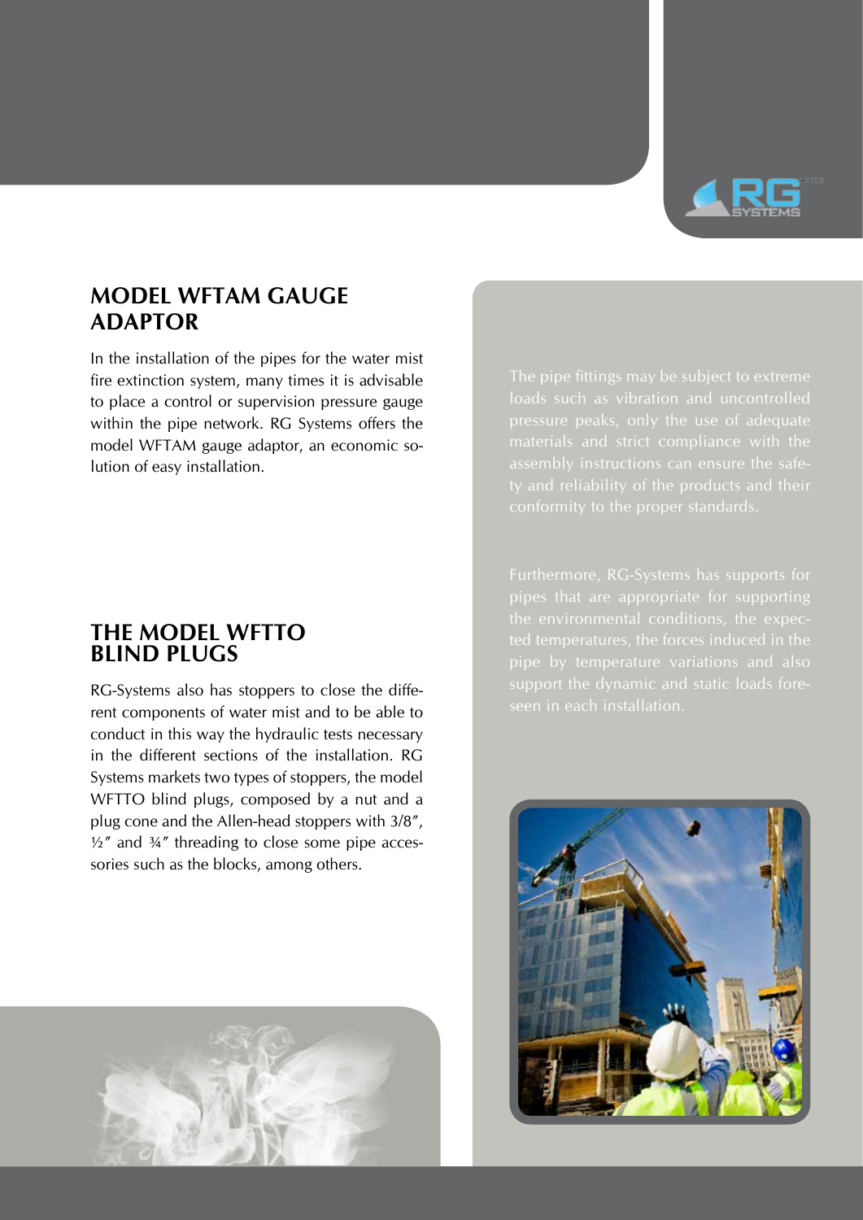## MODEL WFTAM GAUGE ADAPTOR

In the installation of the pipes for the water mist fire extinction system, many times it is advisable to place a control or supervision pressure gauge within the pipe network. RG Systems offers the model WFTAM gauge adaptor, an economic solution of easy installation.

## THE MODEL WFTTO BLIND PLUGS

RG-Systems also has stoppers to close the different components of water mist and to be able to conduct in this way the hydraulic tests necessary in the different sections of the installation. RG Systems markets two types of stoppers, the model WFTTO blind plugs, composed by a nut and a plug cone and the Allen-head stoppers with 3/8″, ½″ and ¾″ threading to close some pipe accessories such as the blocks, among others.

The pipe fittings may be subject to extreme loads such as vibration and uncontrolled pressure peaks, only the use of adequate materials and strict compliance with the assembly instructions can ensure the safety and reliability of the products and their conformity to the proper standards.

Furthermore, RG-Systems has supports for pipes that are appropriate for supporting the environmental conditions, the expected temperatures, the forces induced in the pipe by temperature variations and also support the dynamic and static loads foreseen in each installation.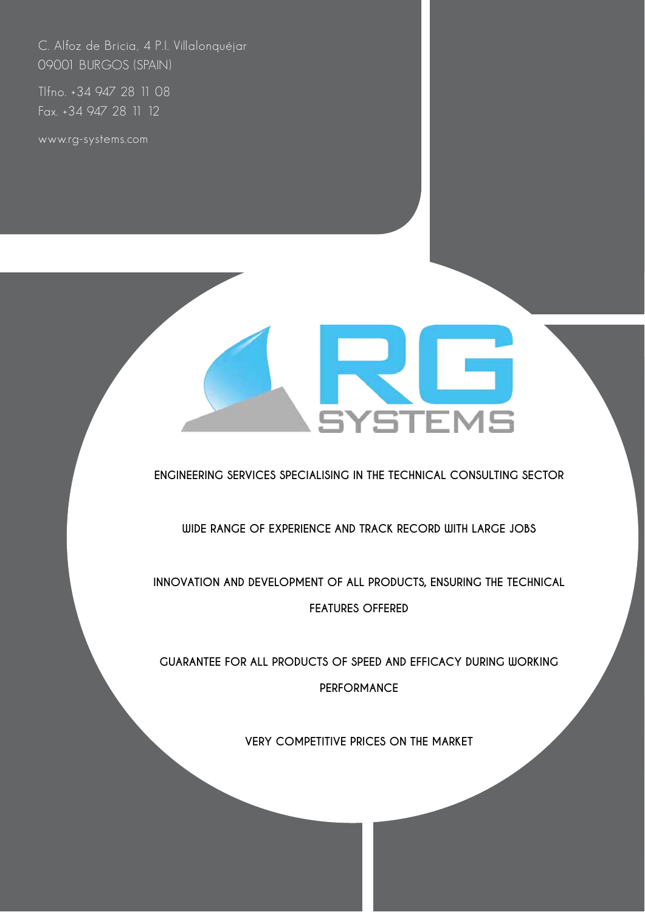C. Alfoz de Bricia, 4 P.I. Villalonquéjar
09001 BURGOS (SPAIN)

Tlfno. +34 947 28 11 08
Fax. +34 947 28 11 12

www.rg-systems.com

RG SYSTEMS

ENGINEERING SERVICES SPECIALISING IN THE TECHNICAL CONSULTING SECTOR

WIDE RANGE OF EXPERIENCE AND TRACK RECORD WITH LARGE JOBS

INNOVATION AND DEVELOPMENT OF ALL PRODUCTS, ENSURING THE TECHNICAL FEATURES OFFERED

GUARANTEE FOR ALL PRODUCTS OF SPEED AND EFFICACY DURING WORKING PERFORMANCE

VERY COMPETITIVE PRICES ON THE MARKET